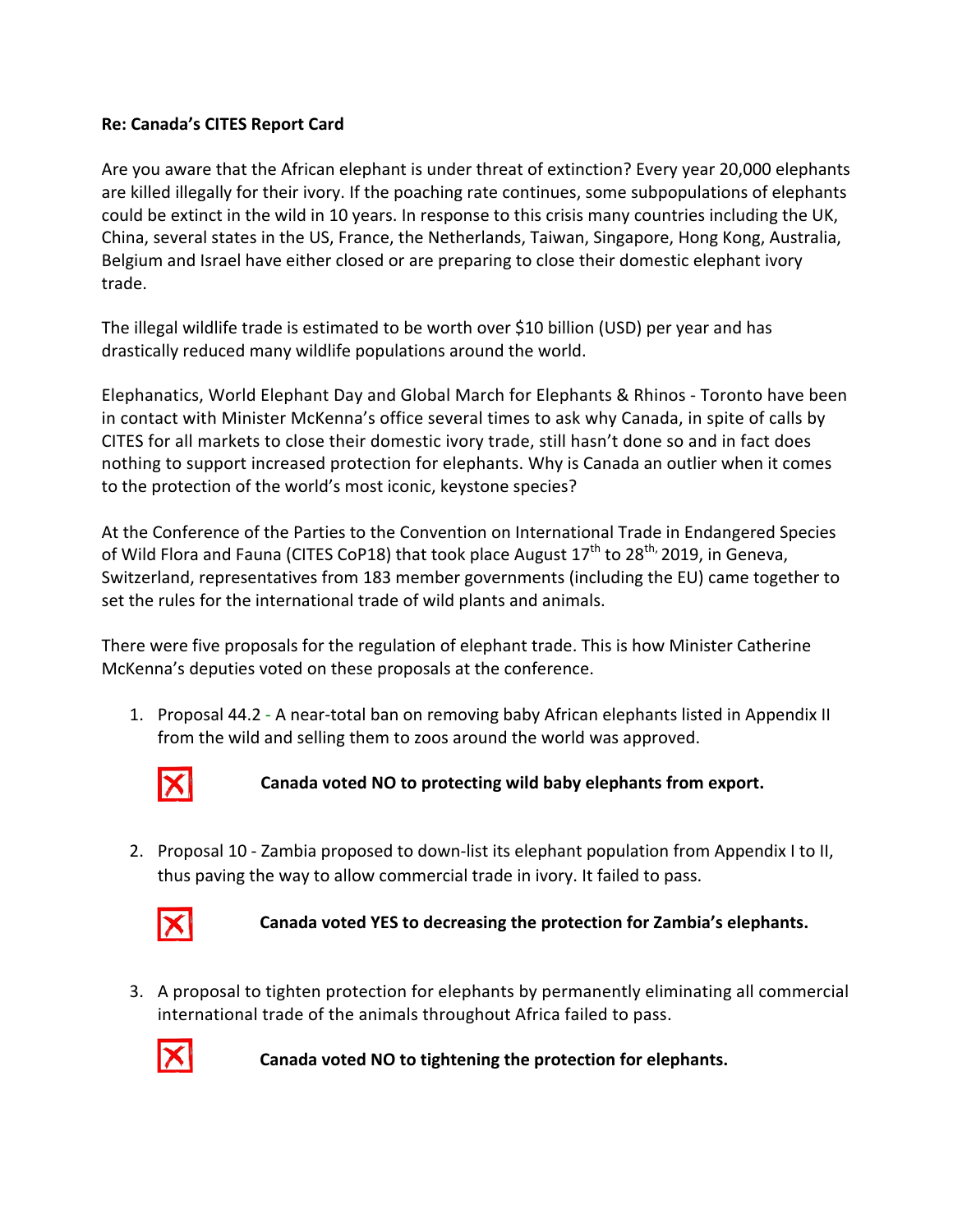**Re: Canada's CITES Report Card**

Are you aware that the African elephant is under threat of extinction? Every year 20,000 elephants are killed illegally for their ivory. If the poaching rate continues, some subpopulations of elephants could be extinct in the wild in 10 years. In response to this crisis many countries including the UK, China, several states in the US, France, the Netherlands, Taiwan, Singapore, Hong Kong, Australia, Belgium and Israel have either closed or are preparing to close their domestic elephant ivory trade.

The illegal wildlife trade is estimated to be worth over $10 billion (USD) per year and has drastically reduced many wildlife populations around the world.

Elephanatics, World Elephant Day and Global March for Elephants & Rhinos - Toronto have been in contact with Minister McKenna's office several times to ask why Canada, in spite of calls by CITES for all markets to close their domestic ivory trade, still hasn't done so and in fact does nothing to support increased protection for elephants. Why is Canada an outlier when it comes to the protection of the world's most iconic, keystone species?

At the Conference of the Parties to the Convention on International Trade in Endangered Species of Wild Flora and Fauna (CITES CoP18) that took place August 17th to 28th, 2019, in Geneva, Switzerland, representatives from 183 member governments (including the EU) came together to set the rules for the international trade of wild plants and animals.

There were five proposals for the regulation of elephant trade. This is how Minister Catherine McKenna's deputies voted on these proposals at the conference.

1. Proposal 44.2 - A near-total ban on removing baby African elephants listed in Appendix II from the wild and selling them to zoos around the world was approved.

   ☒ **Canada voted NO to protecting wild baby elephants from export.**

2. Proposal 10 - Zambia proposed to down-list its elephant population from Appendix I to II, thus paving the way to allow commercial trade in ivory. It failed to pass.

   ☒ **Canada voted YES to decreasing the protection for Zambia's elephants.**

3. A proposal to tighten protection for elephants by permanently eliminating all commercial international trade of the animals throughout Africa failed to pass.

   ☒ **Canada voted NO to tightening the protection for elephants.**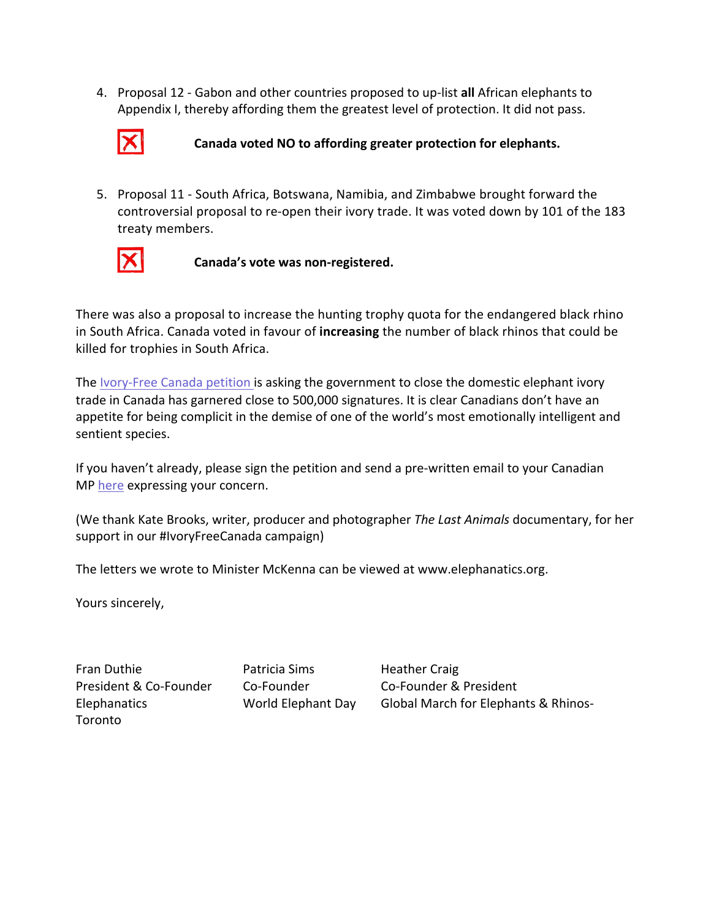4. Proposal 12 - Gabon and other countries proposed to up-list **all** African elephants to Appendix I, thereby affording them the greatest level of protection. It did not pass.

   ☒ **Canada voted NO to affording greater protection for elephants.**

5. Proposal 11 - South Africa, Botswana, Namibia, and Zimbabwe brought forward the controversial proposal to re-open their ivory trade. It was voted down by 101 of the 183 treaty members.

   ☒ **Canada's vote was non-registered.**

There was also a proposal to increase the hunting trophy quota for the endangered black rhino in South Africa. Canada voted in favour of **increasing** the number of black rhinos that could be killed for trophies in South Africa.

The Ivory-Free Canada petition is asking the government to close the domestic elephant ivory trade in Canada has garnered close to 500,000 signatures. It is clear Canadians don't have an appetite for being complicit in the demise of one of the world's most emotionally intelligent and sentient species.

If you haven't already, please sign the petition and send a pre-written email to your Canadian MP here expressing your concern.

(We thank Kate Brooks, writer, producer and photographer *The Last Animals* documentary, for her support in our #IvoryFreeCanada campaign)

The letters we wrote to Minister McKenna can be viewed at www.elephanatics.org.

Yours sincerely,

Fran Duthie
President & Co-Founder
Elephanatics
Toronto

Patricia Sims
Co-Founder
World Elephant Day

Heather Craig
Co-Founder & President
Global March for Elephants & Rhinos-